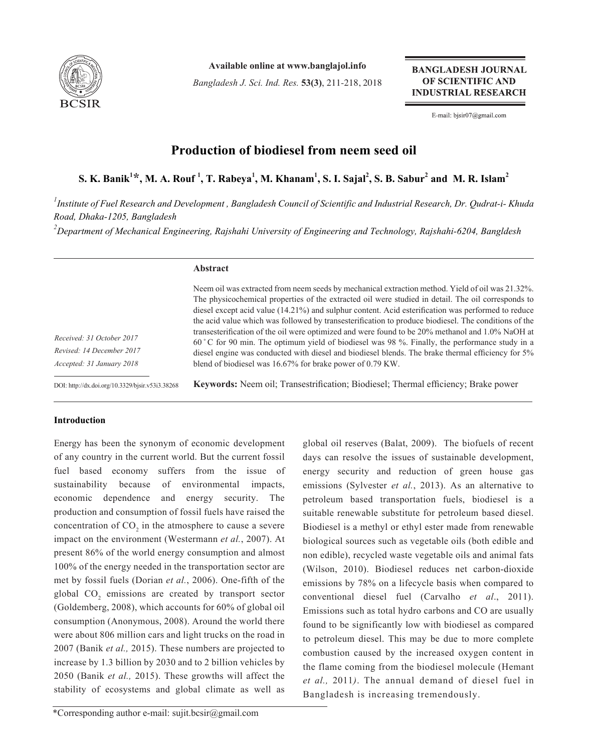# Production of biodiesel from neem seed oil

**S. K. Banik[1]*, M. A. Rouf[1], T. Rabeya[1], M. Khanam[1], S. I. Sajal[2], S. B. Sabur[2] and M. R. Islam[2]**

[1]*Institute of Fuel Research and Development , Bangladesh Council of Scientific and Industrial Research, Dr. Qudrat-i- Khuda Road, Dhaka-1205, Bangladesh*

[2]*Department of Mechanical Engineering, Rajshahi University of Engineering and Technology, Rajshahi-6204, Bangldesh*

*Received: 31 October 2017*
*Revised: 14 December 2017*
*Accepted: 31 January 2018*

DOI: http://dx.doi.org/10.3329/bjsir.v53i3.38268

## Abstract

Neem oil was extracted from neem seeds by mechanical extraction method. Yield of oil was 21.32%. The physicochemical properties of the extracted oil were studied in detail. The oil corresponds to diesel except acid value (14.21%) and sulphur content. Acid esterification was performed to reduce the acid value which was followed by transesterification to produce biodiesel. The conditions of the transesterification of the oil were optimized and were found to be 20% methanol and 1.0% NaOH at 60 ˚C for 90 min. The optimum yield of biodiesel was 98 %. Finally, the performance study in a diesel engine was conducted with diesel and biodiesel blends. The brake thermal efficiency for 5% blend of biodiesel was 16.67% for brake power of 0.79 KW.

**Keywords:** Neem oil; Transestrification; Biodiesel; Thermal efficiency; Brake power

## Introduction

Energy has been the synonym of economic development of any country in the current world. But the current fossil fuel based economy suffers from the issue of sustainability because of environmental impacts, economic dependence and energy security. The production and consumption of fossil fuels have raised the concentration of $CO_2$ in the atmosphere to cause a severe impact on the environment (Westermann *et al.*, 2007). At present 86% of the world energy consumption and almost 100% of the energy needed in the transportation sector are met by fossil fuels (Dorian *et al.*, 2006). One-fifth of the global $CO_2$ emissions are created by transport sector (Goldemberg, 2008), which accounts for 60% of global oil consumption (Anonymous, 2008). Around the world there were about 806 million cars and light trucks on the road in 2007 (Banik *et al.,* 2015). These numbers are projected to increase by 1.3 billion by 2030 and to 2 billion vehicles by 2050 (Banik *et al.,* 2015). These growths will affect the stability of ecosystems and global climate as well as global oil reserves (Balat, 2009). The biofuels of recent days can resolve the issues of sustainable development, energy security and reduction of green house gas emissions (Sylvester *et al.*, 2013). As an alternative to petroleum based transportation fuels, biodiesel is a suitable renewable substitute for petroleum based diesel. Biodiesel is a methyl or ethyl ester made from renewable biological sources such as vegetable oils (both edible and non edible), recycled waste vegetable oils and animal fats (Wilson, 2010). Biodiesel reduces net carbon-dioxide emissions by 78% on a lifecycle basis when compared to conventional diesel fuel (Carvalho *et al*., 2011). Emissions such as total hydro carbons and CO are usually found to be significantly low with biodiesel as compared to petroleum diesel. This may be due to more complete combustion caused by the increased oxygen content in the flame coming from the biodiesel molecule (Hemant *et al.,* 2011*)*. The annual demand of diesel fuel in Bangladesh is increasing tremendously.

*Corresponding author e-mail: sujit.bcsir@gmail.com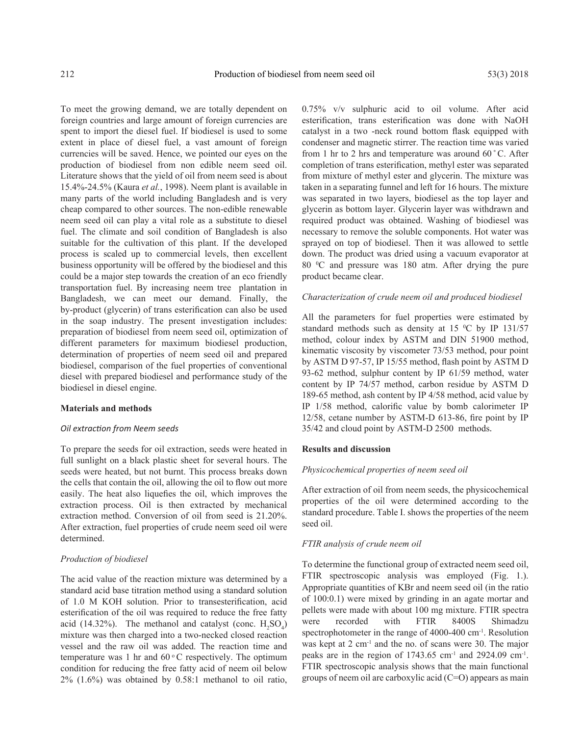To meet the growing demand, we are totally dependent on foreign countries and large amount of foreign currencies are spent to import the diesel fuel. If biodiesel is used to some extent in place of diesel fuel, a vast amount of foreign currencies will be saved. Hence, we pointed our eyes on the production of biodiesel from non edible neem seed oil. Literature shows that the yield of oil from neem seed is about 15.4%-24.5% (Kaura *et al.*, 1998). Neem plant is available in many parts of the world including Bangladesh and is very cheap compared to other sources. The non-edible renewable neem seed oil can play a vital role as a substitute to diesel fuel. The climate and soil condition of Bangladesh is also suitable for the cultivation of this plant. If the developed process is scaled up to commercial levels, then excellent business opportunity will be offered by the biodiesel and this could be a major step towards the creation of an eco friendly transportation fuel. By increasing neem tree plantation in Bangladesh, we can meet our demand. Finally, the by-product (glycerin) of trans esterification can also be used in the soap industry. The present investigation includes: preparation of biodiesel from neem seed oil, optimization of different parameters for maximum biodiesel production, determination of properties of neem seed oil and prepared biodiesel, comparison of the fuel properties of conventional diesel with prepared biodiesel and performance study of the biodiesel in diesel engine.

## Materials and methods

### *Oil extraction from Neem seeds*

To prepare the seeds for oil extraction, seeds were heated in full sunlight on a black plastic sheet for several hours. The seeds were heated, but not burnt. This process breaks down the cells that contain the oil, allowing the oil to flow out more easily. The heat also liquefies the oil, which improves the extraction process. Oil is then extracted by mechanical extraction method. Conversion of oil from seed is 21.20%. After extraction, fuel properties of crude neem seed oil were determined.

### *Production of biodiesel*

The acid value of the reaction mixture was determined by a standard acid base titration method using a standard solution of 1.0 M KOH solution. Prior to transesterification, acid esterification of the oil was required to reduce the free fatty acid (14.32%). The methanol and catalyst (conc. $H_2SO_4$) mixture was then charged into a two-necked closed reaction vessel and the raw oil was added. The reaction time and temperature was 1 hr and 60 °C respectively. The optimum condition for reducing the free fatty acid of neem oil below 2% (1.6%) was obtained by 0.58:1 methanol to oil ratio, 0.75% v/v sulphuric acid to oil volume. After acid esterification, trans esterification was done with NaOH catalyst in a two -neck round bottom flask equipped with condenser and magnetic stirrer. The reaction time was varied from 1 hr to 2 hrs and temperature was around 60 ˚C. After completion of trans esterification, methyl ester was separated from mixture of methyl ester and glycerin. The mixture was taken in a separating funnel and left for 16 hours. The mixture was separated in two layers, biodiesel as the top layer and glycerin as bottom layer. Glycerin layer was withdrawn and required product was obtained. Washing of biodiesel was necessary to remove the soluble components. Hot water was sprayed on top of biodiesel. Then it was allowed to settle down. The product was dried using a vacuum evaporator at 80 °C and pressure was 180 atm. After drying the pure product became clear.

### *Characterization of crude neem oil and produced biodiesel*

All the parameters for fuel properties were estimated by standard methods such as density at 15 °C by IP 131/57 method, colour index by ASTM and DIN 51900 method, kinematic viscosity by viscometer 73/53 method, pour point by ASTM D 97-57, IP 15/55 method, flash point by ASTM D 93-62 method, sulphur content by IP 61/59 method, water content by IP 74/57 method, carbon residue by ASTM D 189-65 method, ash content by IP 4/58 method, acid value by IP 1/58 method, calorific value by bomb calorimeter IP 12/58, cetane number by ASTM-D 613-86, fire point by IP 35/42 and cloud point by ASTM-D 2500 methods.

## Results and discussion

### *Physicochemical properties of neem seed oil*

After extraction of oil from neem seeds, the physicochemical properties of the oil were determined according to the standard procedure. Table I. shows the properties of the neem seed oil.

### *FTIR analysis of crude neem oil*

To determine the functional group of extracted neem seed oil, FTIR spectroscopic analysis was employed (Fig. 1.). Appropriate quantities of KBr and neem seed oil (in the ratio of 100:0.1) were mixed by grinding in an agate mortar and pellets were made with about 100 mg mixture. FTIR spectra were recorded with FTIR 8400S Shimadzu spectrophotometer in the range of 4000-400 $cm^{-1}$. Resolution was kept at 2 $cm^{-1}$ and the no. of scans were 30. The major peaks are in the region of 1743.65 $cm^{-1}$ and 2924.09 $cm^{-1}$. FTIR spectroscopic analysis shows that the main functional groups of neem oil are carboxylic acid (C=O) appears as main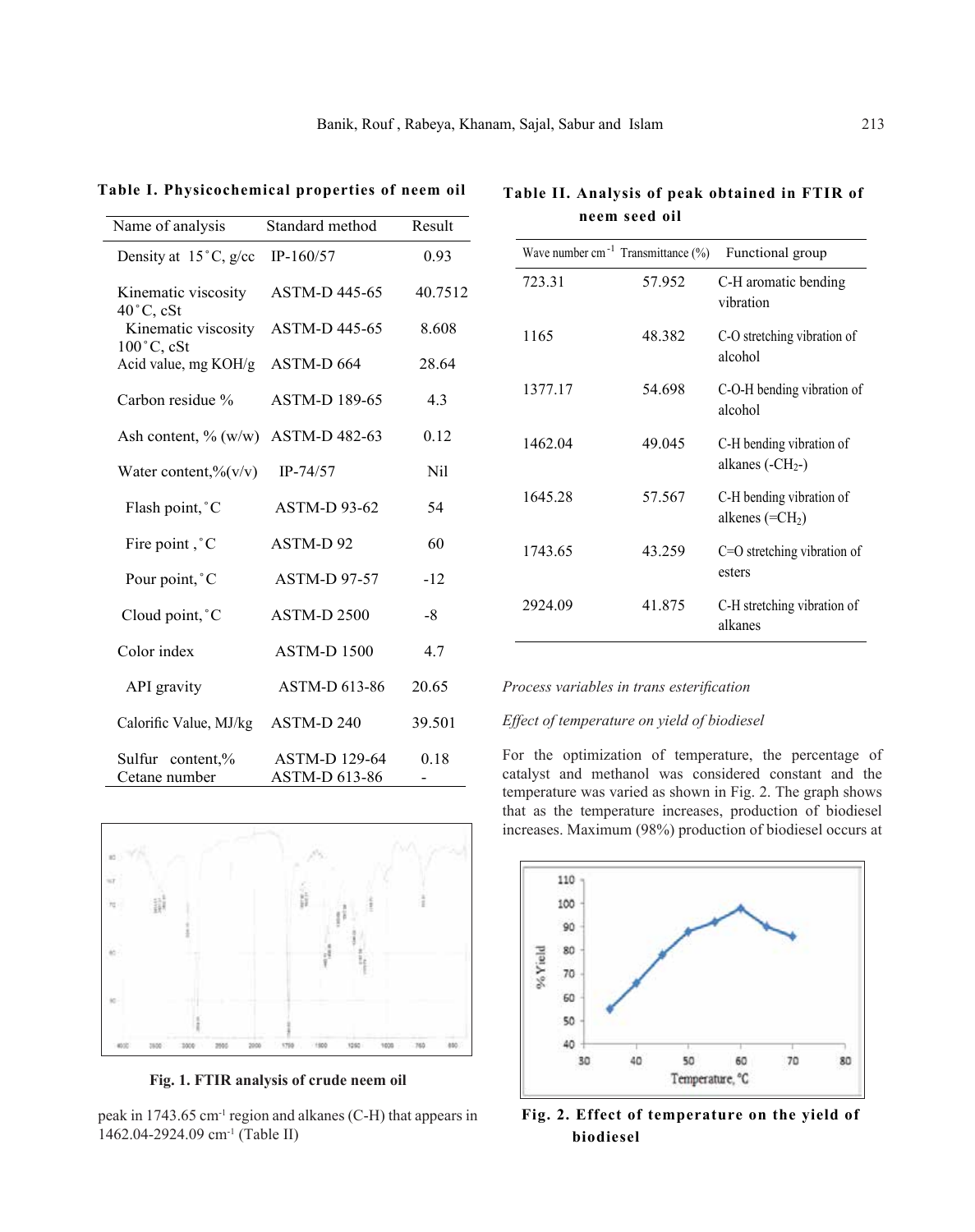**Table I. Physicochemical properties of neem oil**

| Name of analysis | Standard method | Result |
|---|---|---|
| Density at 15˚C, g/cc | IP-160/57 | 0.93 |
| Kinematic viscosity 40˚C, cSt | ASTM-D 445-65 | 40.7512 |
| Kinematic viscosity 100˚C, cSt | ASTM-D 445-65 | 8.608 |
| Acid value, mg KOH/g | ASTM-D 664 | 28.64 |
| Carbon residue % | ASTM-D 189-65 | 4.3 |
| Ash content, % (w/w) | ASTM-D 482-63 | 0.12 |
| Water content,%(v/v) | IP-74/57 | Nil |
| Flash point,˚C | ASTM-D 93-62 | 54 |
| Fire point ,˚C | ASTM-D 92 | 60 |
| Pour point,˚C | ASTM-D 97-57 | -12 |
| Cloud point,˚C | ASTM-D 2500 | -8 |
| Color index | ASTM-D 1500 | 4.7 |
| API gravity | ASTM-D 613-86 | 20.65 |
| Calorific Value, MJ/kg | ASTM-D 240 | 39.501 |
| Sulfur content,% | ASTM-D 129-64 | 0.18 |
| Cetane number | ASTM-D 613-86 | - |

**Fig. 1. FTIR analysis of crude neem oil**

peak in 1743.65 $cm^{-1}$ region and alkanes (C-H) that appears in 1462.04-2924.09 $cm^{-1}$ (Table II)

**Table II. Analysis of peak obtained in FTIR of neem seed oil**

| Wave number $cm^{-1}$ | Transmittance (%) | Functional group |
|---|---|---|
| 723.31 | 57.952 | C-H aromatic bending vibration |
| 1165 | 48.382 | C-O stretching vibration of alcohol |
| 1377.17 | 54.698 | C-O-H bending vibration of alcohol |
| 1462.04 | 49.045 | C-H bending vibration of alkanes ($-CH_2-$) |
| 1645.28 | 57.567 | C-H bending vibration of alkenes ($=CH_2$) |
| 1743.65 | 43.259 | C=O stretching vibration of esters |
| 2924.09 | 41.875 | C-H stretching vibration of alkanes |

*Process variables in trans esterification*

*Effect of temperature on yield of biodiesel*

For the optimization of temperature, the percentage of catalyst and methanol was considered constant and the temperature was varied as shown in Fig. 2. The graph shows that as the temperature increases, production of biodiesel increases. Maximum (98%) production of biodiesel occurs at

**Fig. 2. Effect of temperature on the yield of biodiesel**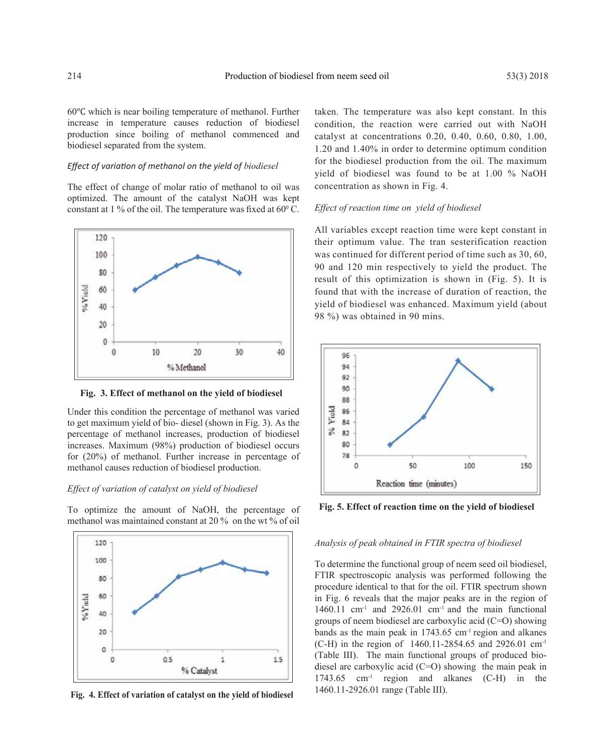60°C which is near boiling temperature of methanol. Further increase in temperature causes reduction of biodiesel production since boiling of methanol commenced and biodiesel separated from the system.

*Effect of variation of methanol on the yield of biodiesel*

The effect of change of molar ratio of methanol to oil was optimized. The amount of the catalyst NaOH was kept constant at 1 % of the oil. The temperature was fixed at $60^0$ C.

**Fig. 3. Effect of methanol on the yield of biodiesel**

Under this condition the percentage of methanol was varied to get maximum yield of bio- diesel (shown in Fig. 3). As the percentage of methanol increases, production of biodiesel increases. Maximum (98%) production of biodiesel occurs for (20%) of methanol. Further increase in percentage of methanol causes reduction of biodiesel production.

*Effect of variation of catalyst on yield of biodiesel*

To optimize the amount of NaOH, the percentage of methanol was maintained constant at 20 % on the wt % of oil taken. The temperature was also kept constant. In this condition, the reaction were carried out with NaOH catalyst at concentrations 0.20, 0.40, 0.60, 0.80, 1.00, 1.20 and 1.40% in order to determine optimum condition for the biodiesel production from the oil. The maximum yield of biodiesel was found to be at 1.00 % NaOH concentration as shown in Fig. 4.

**Fig. 4. Effect of variation of catalyst on the yield of biodiesel**

*Effect of reaction time on yield of biodiesel*

All variables except reaction time were kept constant in their optimum value. The tran sesterification reaction was continued for different period of time such as 30, 60, 90 and 120 min respectively to yield the product. The result of this optimization is shown in (Fig. 5). It is found that with the increase of duration of reaction, the yield of biodiesel was enhanced. Maximum yield (about 98 %) was obtained in 90 mins.

**Fig. 5. Effect of reaction time on the yield of biodiesel**

*Analysis of peak obtained in FTIR spectra of biodiesel*

To determine the functional group of neem seed oil biodiesel, FTIR spectroscopic analysis was performed following the procedure identical to that for the oil. FTIR spectrum shown in Fig. 6 reveals that the major peaks are in the region of 1460.11 $cm^{-1}$ and 2926.01 $cm^{-1}$ and the main functional groups of neem biodiesel are carboxylic acid (C=O) showing bands as the main peak in 1743.65 $cm^{-1}$ region and alkanes (C-H) in the region of 1460.11-2854.65 and 2926.01 $cm^{-1}$ (Table III). The main functional groups of produced bio-diesel are carboxylic acid (C=O) showing the main peak in 1743.65 $cm^{-1}$ region and alkanes (C-H) in the 1460.11-2926.01 range (Table III).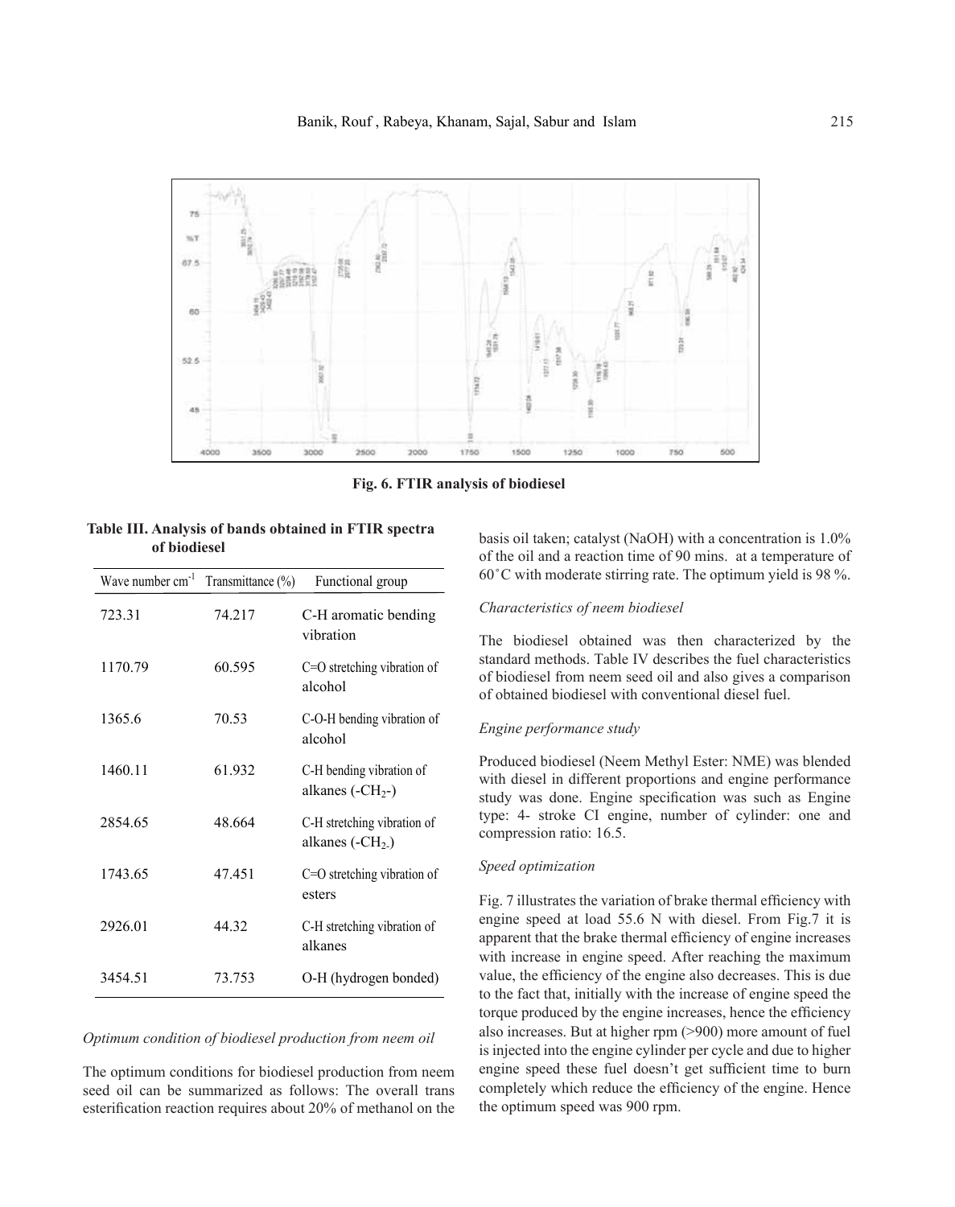Fig. 6. FTIR analysis of biodiesel

**Table III. Analysis of bands obtained in FTIR spectra of biodiesel**

| Wave number $cm^{-1}$ | Transmittance (%) | Functional group |
|---|---|---|
| 723.31 | 74.217 | C-H aromatic bending vibration |
| 1170.79 | 60.595 | C=O stretching vibration of alcohol |
| 1365.6 | 70.53 | C-O-H bending vibration of alcohol |
| 1460.11 | 61.932 | C-H bending vibration of alkanes ($-CH_2-$) |
| 2854.65 | 48.664 | C-H stretching vibration of alkanes ($-CH_2-$) |
| 1743.65 | 47.451 | C=O stretching vibration of esters |
| 2926.01 | 44.32 | C-H stretching vibration of alkanes |
| 3454.51 | 73.753 | O-H (hydrogen bonded) |

*Optimum condition of biodiesel production from neem oil*

The optimum conditions for biodiesel production from neem seed oil can be summarized as follows: The overall trans esterification reaction requires about 20% of methanol on the basis oil taken; catalyst (NaOH) with a concentration is 1.0% of the oil and a reaction time of 90 mins. at a temperature of 60˚C with moderate stirring rate. The optimum yield is 98 %.

*Characteristics of neem biodiesel*

The biodiesel obtained was then characterized by the standard methods. Table IV describes the fuel characteristics of biodiesel from neem seed oil and also gives a comparison of obtained biodiesel with conventional diesel fuel.

*Engine performance study*

Produced biodiesel (Neem Methyl Ester: NME) was blended with diesel in different proportions and engine performance study was done. Engine specification was such as Engine type: 4- stroke CI engine, number of cylinder: one and compression ratio: 16.5.

*Speed optimization*

Fig. 7 illustrates the variation of brake thermal efficiency with engine speed at load 55.6 N with diesel. From Fig.7 it is apparent that the brake thermal efficiency of engine increases with increase in engine speed. After reaching the maximum value, the efficiency of the engine also decreases. This is due to the fact that, initially with the increase of engine speed the torque produced by the engine increases, hence the efficiency also increases. But at higher rpm (>900) more amount of fuel is injected into the engine cylinder per cycle and due to higher engine speed these fuel doesn't get sufficient time to burn completely which reduce the efficiency of the engine. Hence the optimum speed was 900 rpm.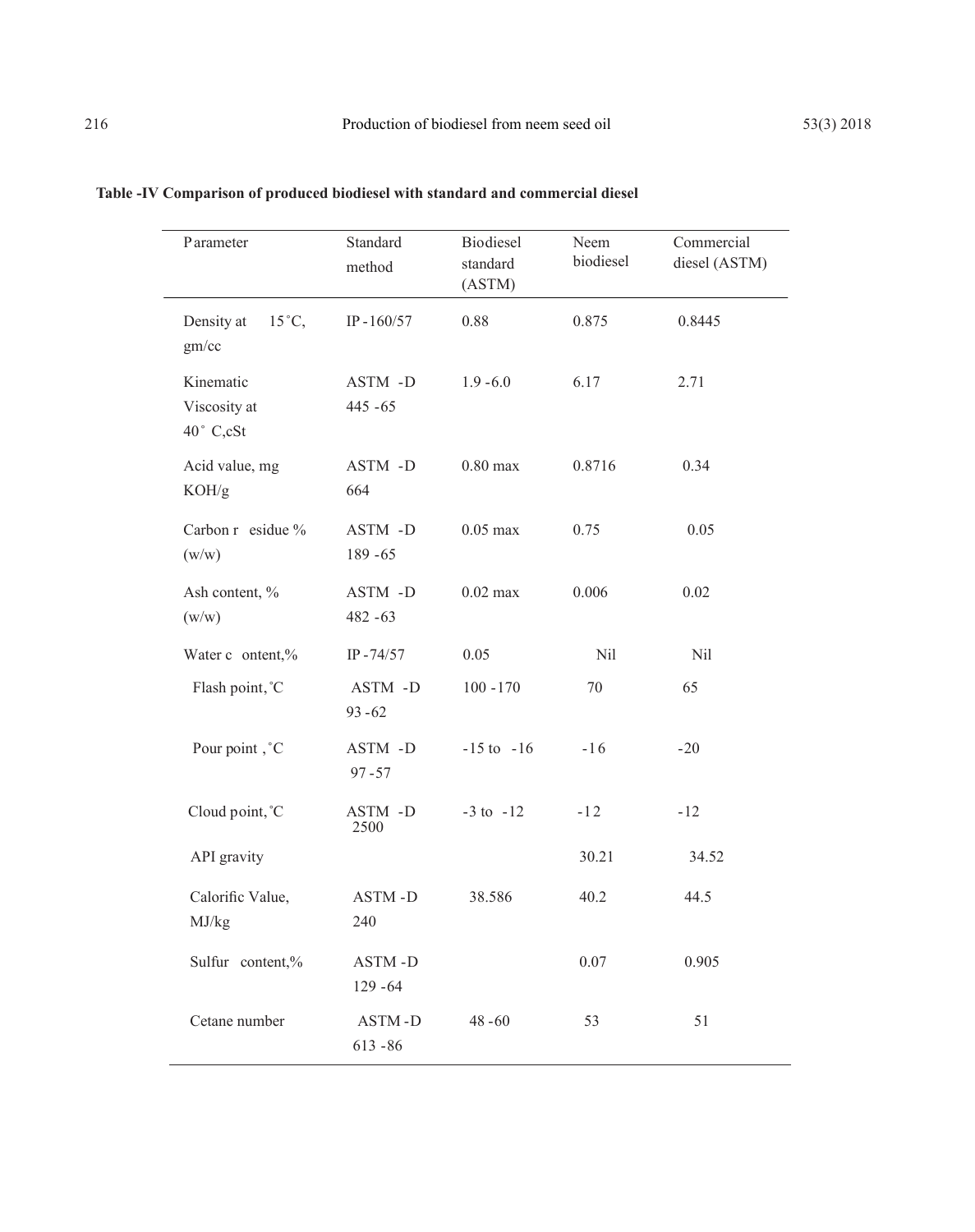**Table -IV Comparison of produced biodiesel with standard and commercial diesel**

| Parameter | Standard method | Biodiesel standard (ASTM) | Neem biodiesel | Commercial diesel (ASTM) |
|---|---|---|---|---|
| Density at 15˚C, gm/cc | IP-160/57 | 0.88 | 0.875 | 0.8445 |
| Kinematic Viscosity at 40˚ C,cSt | ASTM -D 445-65 | 1.9-6.0 | 6.17 | 2.71 |
| Acid value, mg KOH/g | ASTM -D 664 | 0.80 max | 0.8716 | 0.34 |
| Carbon residue % (w/w) | ASTM -D 189-65 | 0.05 max | 0.75 | 0.05 |
| Ash content, % (w/w) | ASTM -D 482-63 | 0.02 max | 0.006 | 0.02 |
| Water content,% | IP-74/57 | 0.05 | Nil | Nil |
| Flash point,˚C | ASTM -D 93-62 | 100-170 | 70 | 65 |
| Pour point ,˚C | ASTM -D 97-57 | -15 to -16 | -16 | -20 |
| Cloud point,˚C | ASTM -D 2500 | -3 to -12 | -12 | -12 |
| API gravity | | | 30.21 | 34.52 |
| Calorific Value, MJ/kg | ASTM -D 240 | 38.586 | 40.2 | 44.5 |
| Sulfur content,% | ASTM -D 129-64 | | 0.07 | 0.905 |
| Cetane number | ASTM -D 613-86 | 48-60 | 53 | 51 |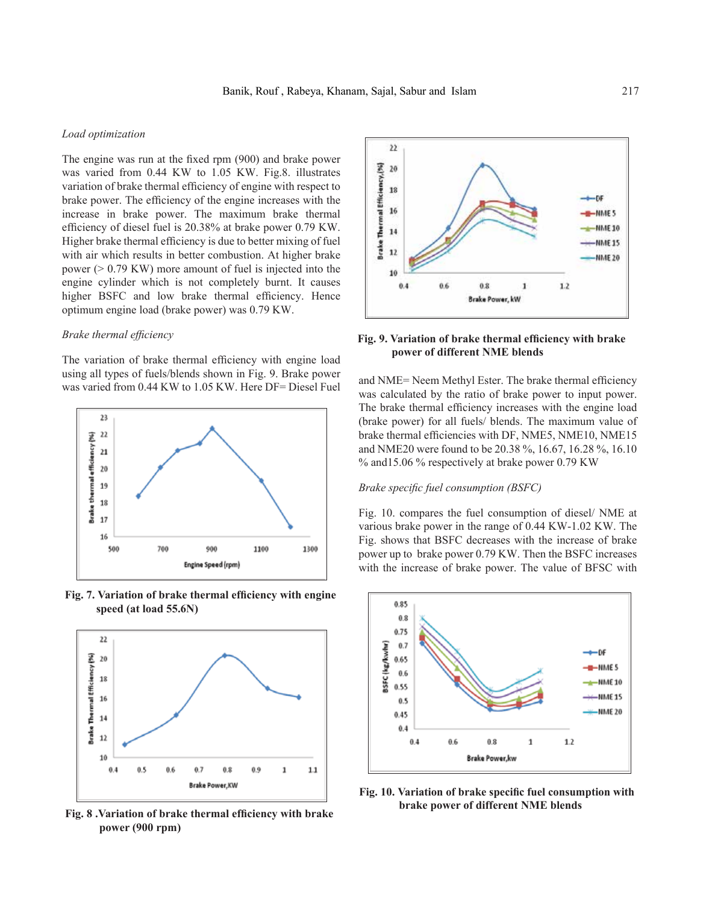*Load optimization*

The engine was run at the fixed rpm (900) and brake power was varied from 0.44 KW to 1.05 KW. Fig.8. illustrates variation of brake thermal efficiency of engine with respect to brake power. The efficiency of the engine increases with the increase in brake power. The maximum brake thermal efficiency of diesel fuel is 20.38% at brake power 0.79 KW. Higher brake thermal efficiency is due to better mixing of fuel with air which results in better combustion. At higher brake power (> 0.79 KW) more amount of fuel is injected into the engine cylinder which is not completely burnt. It causes higher BSFC and low brake thermal efficiency. Hence optimum engine load (brake power) was 0.79 KW.

*Brake thermal efficiency*

The variation of brake thermal efficiency with engine load using all types of fuels/blends shown in Fig. 9. Brake power was varied from 0.44 KW to 1.05 KW. Here DF= Diesel Fuel and NME= Neem Methyl Ester. The brake thermal efficiency was calculated by the ratio of brake power to input power. The brake thermal efficiency increases with the engine load (brake power) for all fuels/ blends. The maximum value of brake thermal efficiencies with DF, NME5, NME10, NME15 and NME20 were found to be 20.38 %, 16.67, 16.28 %, 16.10 % and15.06 % respectively at brake power 0.79 KW

**Fig. 7. Variation of brake thermal efficiency with engine speed (at load 55.6N)**

**Fig. 8 .Variation of brake thermal efficiency with brake power (900 rpm)**

**Fig. 9. Variation of brake thermal efficiency with brake power of different NME blends**

*Brake specific fuel consumption (BSFC)*

Fig. 10. compares the fuel consumption of diesel/ NME at various brake power in the range of 0.44 KW-1.02 KW. The Fig. shows that BSFC decreases with the increase of brake power up to brake power 0.79 KW. Then the BSFC increases with the increase of brake power. The value of BFSC with

**Fig. 10. Variation of brake specific fuel consumption with brake power of different NME blends**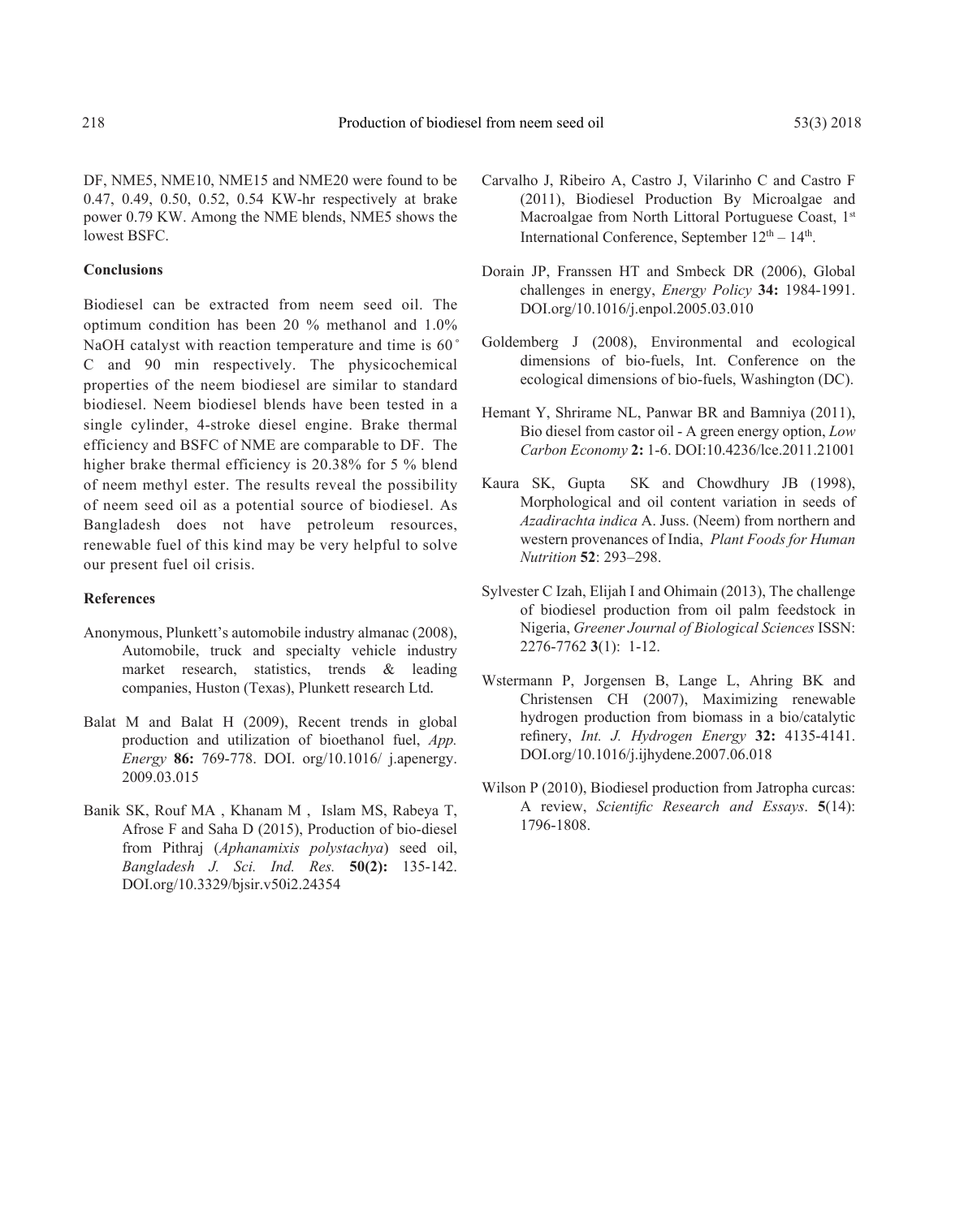DF, NME5, NME10, NME15 and NME20 were found to be 0.47, 0.49, 0.50, 0.52, 0.54 KW-hr respectively at brake power 0.79 KW. Among the NME blends, NME5 shows the lowest BSFC.

## Conclusions

Biodiesel can be extracted from neem seed oil. The optimum condition has been 20 % methanol and 1.0% NaOH catalyst with reaction temperature and time is 60 °C and 90 min respectively. The physicochemical properties of the neem biodiesel are similar to standard biodiesel. Neem biodiesel blends have been tested in a single cylinder, 4-stroke diesel engine. Brake thermal efficiency and BSFC of NME are comparable to DF. The higher brake thermal efficiency is 20.38% for 5 % blend of neem methyl ester. The results reveal the possibility of neem seed oil as a potential source of biodiesel. As Bangladesh does not have petroleum resources, renewable fuel of this kind may be very helpful to solve our present fuel oil crisis.

## References

Anonymous, Plunkett's automobile industry almanac (2008), Automobile, truck and specialty vehicle industry market research, statistics, trends & leading companies, Huston (Texas), Plunkett research Ltd.

Balat M and Balat H (2009), Recent trends in global production and utilization of bioethanol fuel, *App. Energy* **86:** 769-778. DOI. org/10.1016/ j.apenergy. 2009.03.015

Banik SK, Rouf MA , Khanam M , Islam MS, Rabeya T, Afrose F and Saha D (2015), Production of bio-diesel from Pithraj (*Aphanamixis polystachya*) seed oil, *Bangladesh J. Sci. Ind. Res.* **50(2):** 135-142. DOI.org/10.3329/bjsir.v50i2.24354

Carvalho J, Ribeiro A, Castro J, Vilarinho C and Castro F (2011), Biodiesel Production By Microalgae and Macroalgae from North Littoral Portuguese Coast, 1st International Conference, September 12th – 14th.

Dorain JP, Franssen HT and Smbeck DR (2006), Global challenges in energy, *Energy Policy* **34:** 1984-1991. DOI.org/10.1016/j.enpol.2005.03.010

Goldemberg J (2008), Environmental and ecological dimensions of bio-fuels, Int. Conference on the ecological dimensions of bio-fuels, Washington (DC).

Hemant Y, Shrirame NL, Panwar BR and Bamniya (2011), Bio diesel from castor oil - A green energy option, *Low Carbon Economy* **2:** 1-6. DOI:10.4236/lce.2011.21001

Kaura SK, Gupta SK and Chowdhury JB (1998), Morphological and oil content variation in seeds of *Azadirachta indica* A. Juss. (Neem) from northern and western provenances of India, *Plant Foods for Human Nutrition* **52**: 293–298.

Sylvester C Izah, Elijah I and Ohimain (2013), The challenge of biodiesel production from oil palm feedstock in Nigeria, *Greener Journal of Biological Sciences* ISSN: 2276-7762 **3**(1): 1-12.

Wstermann P, Jorgensen B, Lange L, Ahring BK and Christensen CH (2007), Maximizing renewable hydrogen production from biomass in a bio/catalytic refinery, *Int. J. Hydrogen Energy* **32:** 4135-4141. DOI.org/10.1016/j.ijhydene.2007.06.018

Wilson P (2010), Biodiesel production from Jatropha curcas: A review, *Scientific Research and Essays*. **5**(14): 1796-1808.